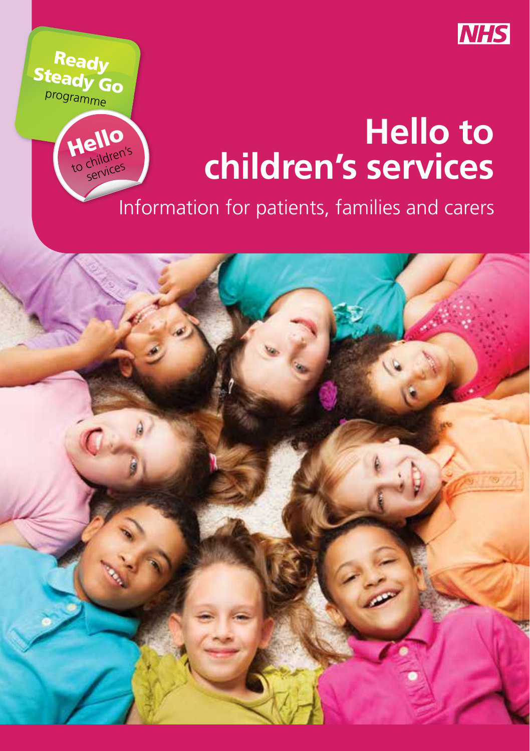NHS

Ready Steady Go programme

Hello to children's services

# Hello to children's services

Information for patients, families and carers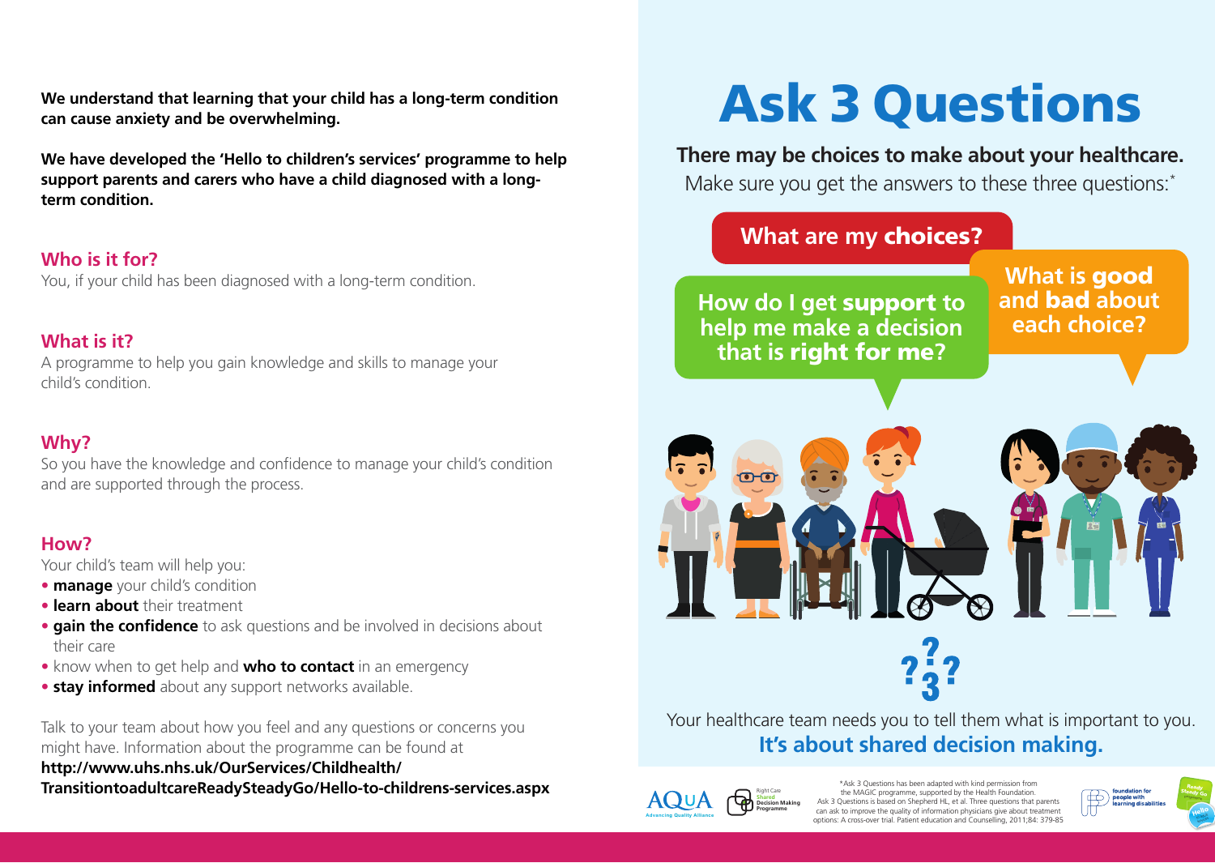**We understand that learning that your child has a long-term condition can cause anxiety and be overwhelming.**

**We have developed the 'Hello to children's services' programme to help support parents and carers who have a child diagnosed with a long-term condition.**

## Who is it for?

You, if your child has been diagnosed with a long-term condition.

## What is it?

A programme to help you gain knowledge and skills to manage your child's condition.

## Why?

So you have the knowledge and confidence to manage your child's condition and are supported through the process.

## How?

Your child's team will help you:

- **manage** your child's condition
- **learn about** their treatment
- **gain the confidence** to ask questions and be involved in decisions about their care
- know when to get help and **who to contact** in an emergency
- **stay informed** about any support networks available.

Talk to your team about how you feel and any questions or concerns you might have. Information about the programme can be found at **http://www.uhs.nhs.uk/OurServices/Childhealth/TransitiontoadultcareReadySteadyGo/Hello-to-childrens-services.aspx**

# Ask 3 Questions

**There may be choices to make about your healthcare.**
Make sure you get the answers to these three questions:*

- What are my **choices**?
- What is **good** and **bad** about each choice?
- How do I get **support** to help me make a decision that is **right for me**?

Your healthcare team needs you to tell them what is important to you.
**It's about shared decision making.**

*Ask 3 Questions has been adapted with kind permission from the MAGIC programme, supported by the Health Foundation. Ask 3 Questions is based on Shepherd HL, et al. Three questions that parents can ask to improve the quality of information physicians give about treatment options: A cross-over trial. Patient education and Counselling, 2011;84: 379-85

AQuA Advancing Quality Alliance | Right Care Shared Decision Making Programme | foundation for people with learning disabilities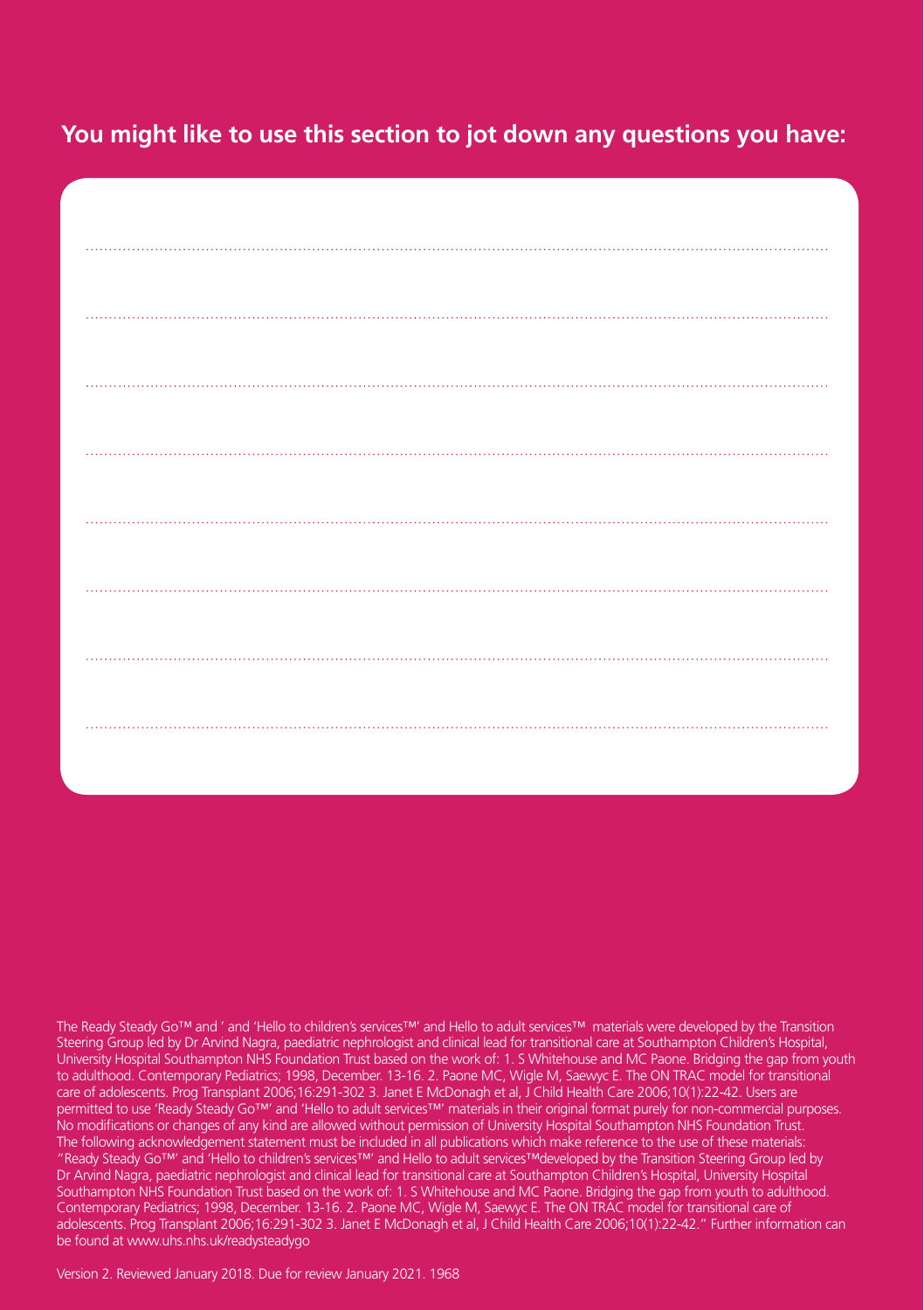## You might like to use this section to jot down any questions you have:

........................................................................................................................................................................

........................................................................................................................................................................

........................................................................................................................................................................

........................................................................................................................................................................

........................................................................................................................................................................

........................................................................................................................................................................

........................................................................................................................................................................

........................................................................................................................................................................

The Ready Steady Go™ and ' and 'Hello to children's services™' and Hello to adult services™ materials were developed by the Transition Steering Group led by Dr Arvind Nagra, paediatric nephrologist and clinical lead for transitional care at Southampton Children's Hospital, University Hospital Southampton NHS Foundation Trust based on the work of: 1. S Whitehouse and MC Paone. Bridging the gap from youth to adulthood. Contemporary Pediatrics; 1998, December. 13-16. 2. Paone MC, Wigle M, Saewyc E. The ON TRAC model for transitional care of adolescents. Prog Transplant 2006;16:291-302 3. Janet E McDonagh et al, J Child Health Care 2006;10(1):22-42. Users are permitted to use 'Ready Steady Go™' and 'Hello to adult services™' materials in their original format purely for non-commercial purposes. No modifications or changes of any kind are allowed without permission of University Hospital Southampton NHS Foundation Trust. The following acknowledgement statement must be included in all publications which make reference to the use of these materials: "Ready Steady Go™' and 'Hello to children's services™' and Hello to adult services™developed by the Transition Steering Group led by Dr Arvind Nagra, paediatric nephrologist and clinical lead for transitional care at Southampton Children's Hospital, University Hospital Southampton NHS Foundation Trust based on the work of: 1. S Whitehouse and MC Paone. Bridging the gap from youth to adulthood. Contemporary Pediatrics; 1998, December. 13-16. 2. Paone MC, Wigle M, Saewyc E. The ON TRAC model for transitional care of adolescents. Prog Transplant 2006;16:291-302 3. Janet E McDonagh et al, J Child Health Care 2006;10(1):22-42." Further information can be found at www.uhs.nhs.uk/readysteadygo

Version 2. Reviewed January 2018. Due for review January 2021. 1968